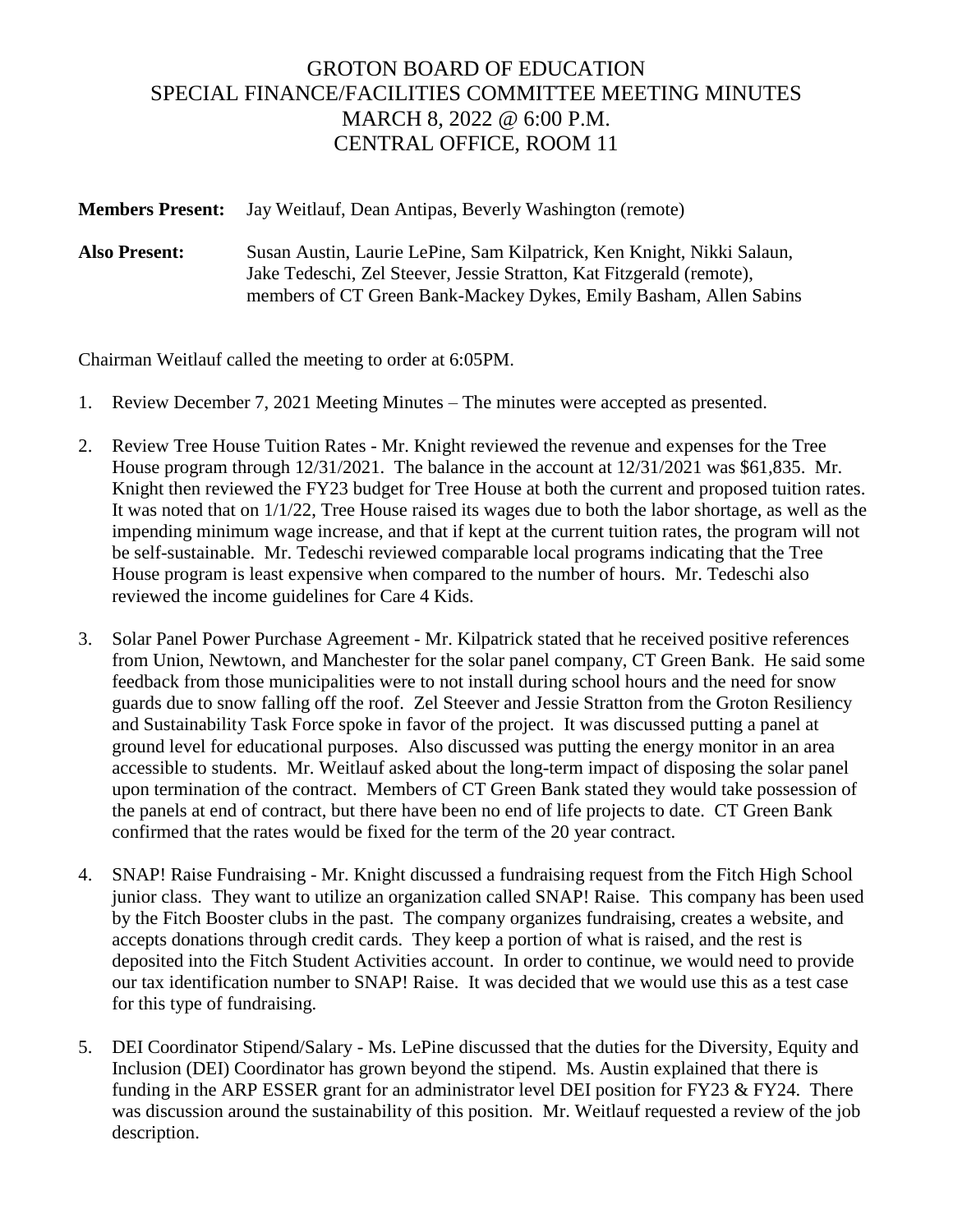# GROTON BOARD OF EDUCATION
## SPECIAL FINANCE/FACILITIES COMMITTEE MEETING MINUTES
## MARCH 8, 2022 @ 6:00 P.M.
## CENTRAL OFFICE, ROOM 11

**Members Present:** Jay Weitlauf, Dean Antipas, Beverly Washington (remote)

**Also Present:** Susan Austin, Laurie LePine, Sam Kilpatrick, Ken Knight, Nikki Salaun, Jake Tedeschi, Zel Steever, Jessie Stratton, Kat Fitzgerald (remote), members of CT Green Bank-Mackey Dykes, Emily Basham, Allen Sabins

Chairman Weitlauf called the meeting to order at 6:05PM.

1. Review December 7, 2021 Meeting Minutes – The minutes were accepted as presented.

2. Review Tree House Tuition Rates - Mr. Knight reviewed the revenue and expenses for the Tree House program through 12/31/2021. The balance in the account at 12/31/2021 was $61,835. Mr. Knight then reviewed the FY23 budget for Tree House at both the current and proposed tuition rates. It was noted that on 1/1/22, Tree House raised its wages due to both the labor shortage, as well as the impending minimum wage increase, and that if kept at the current tuition rates, the program will not be self-sustainable. Mr. Tedeschi reviewed comparable local programs indicating that the Tree House program is least expensive when compared to the number of hours. Mr. Tedeschi also reviewed the income guidelines for Care 4 Kids.

3. Solar Panel Power Purchase Agreement - Mr. Kilpatrick stated that he received positive references from Union, Newtown, and Manchester for the solar panel company, CT Green Bank. He said some feedback from those municipalities were to not install during school hours and the need for snow guards due to snow falling off the roof. Zel Steever and Jessie Stratton from the Groton Resiliency and Sustainability Task Force spoke in favor of the project. It was discussed putting a panel at ground level for educational purposes. Also discussed was putting the energy monitor in an area accessible to students. Mr. Weitlauf asked about the long-term impact of disposing the solar panel upon termination of the contract. Members of CT Green Bank stated they would take possession of the panels at end of contract, but there have been no end of life projects to date. CT Green Bank confirmed that the rates would be fixed for the term of the 20 year contract.

4. SNAP! Raise Fundraising - Mr. Knight discussed a fundraising request from the Fitch High School junior class. They want to utilize an organization called SNAP! Raise. This company has been used by the Fitch Booster clubs in the past. The company organizes fundraising, creates a website, and accepts donations through credit cards. They keep a portion of what is raised, and the rest is deposited into the Fitch Student Activities account. In order to continue, we would need to provide our tax identification number to SNAP! Raise. It was decided that we would use this as a test case for this type of fundraising.

5. DEI Coordinator Stipend/Salary - Ms. LePine discussed that the duties for the Diversity, Equity and Inclusion (DEI) Coordinator has grown beyond the stipend. Ms. Austin explained that there is funding in the ARP ESSER grant for an administrator level DEI position for FY23 & FY24. There was discussion around the sustainability of this position. Mr. Weitlauf requested a review of the job description.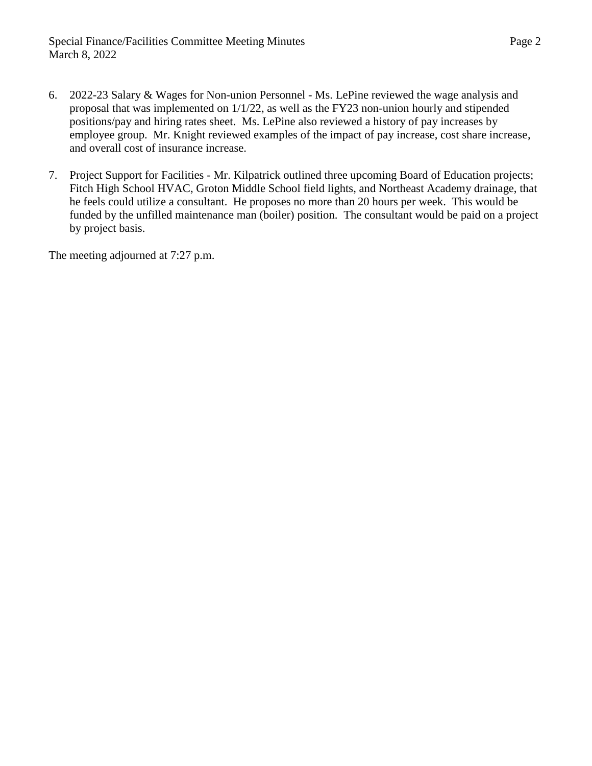6. 2022-23 Salary & Wages for Non-union Personnel - Ms. LePine reviewed the wage analysis and proposal that was implemented on 1/1/22, as well as the FY23 non-union hourly and stipended positions/pay and hiring rates sheet. Ms. LePine also reviewed a history of pay increases by employee group. Mr. Knight reviewed examples of the impact of pay increase, cost share increase, and overall cost of insurance increase.

7. Project Support for Facilities - Mr. Kilpatrick outlined three upcoming Board of Education projects; Fitch High School HVAC, Groton Middle School field lights, and Northeast Academy drainage, that he feels could utilize a consultant. He proposes no more than 20 hours per week. This would be funded by the unfilled maintenance man (boiler) position. The consultant would be paid on a project by project basis.

The meeting adjourned at 7:27 p.m.